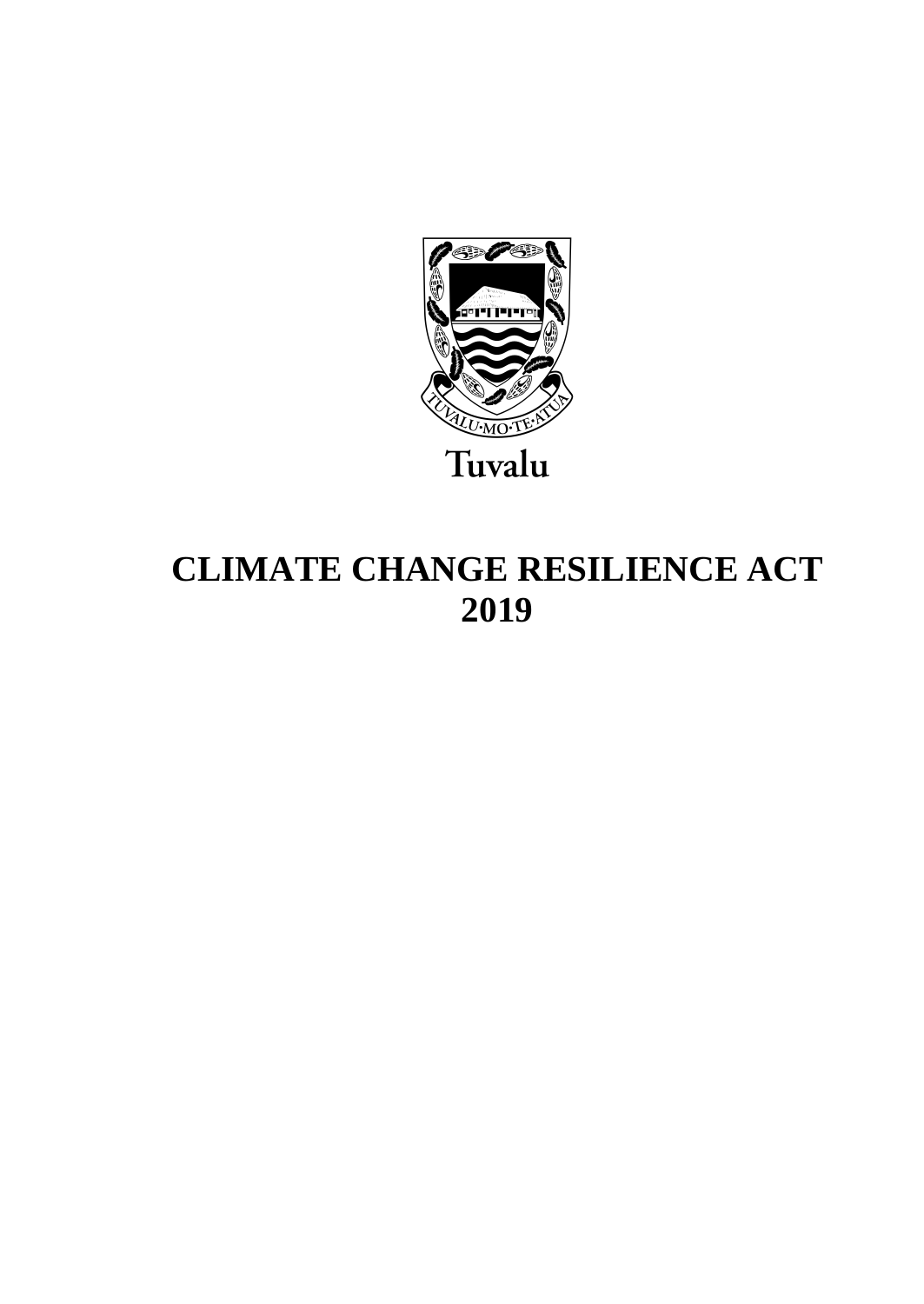Tuvalu

# CLIMATE CHANGE RESILIENCE ACT 2019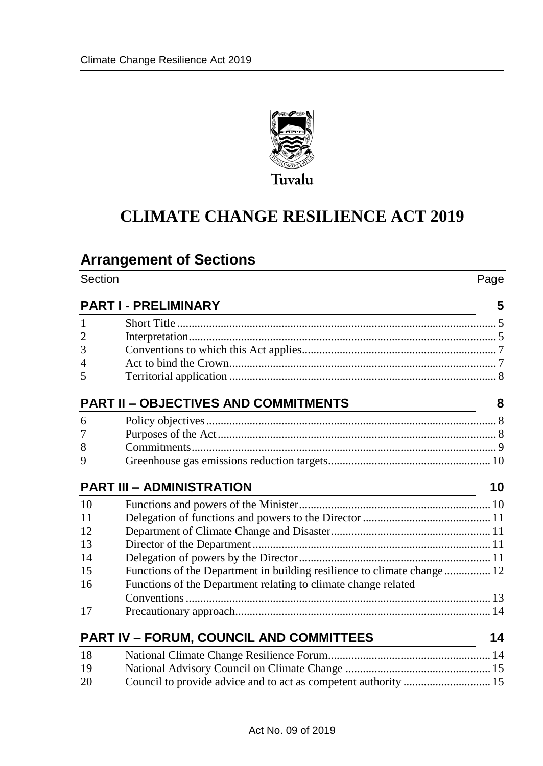Tuvalu

# CLIMATE CHANGE RESILIENCE ACT 2019

## Arrangement of Sections

| Section | | Page |
|---|---|---|
| **PART I - PRELIMINARY** | | **5** |
| 1 | Short Title | 5 |
| 2 | Interpretation | 5 |
| 3 | Conventions to which this Act applies | 7 |
| 4 | Act to bind the Crown | 7 |
| 5 | Territorial application | 8 |
| **PART II – OBJECTIVES AND COMMITMENTS** | | **8** |
| 6 | Policy objectives | 8 |
| 7 | Purposes of the Act | 8 |
| 8 | Commitments | 9 |
| 9 | Greenhouse gas emissions reduction targets | 10 |
| **PART III – ADMINISTRATION** | | **10** |
| 10 | Functions and powers of the Minister | 10 |
| 11 | Delegation of functions and powers to the Director | 11 |
| 12 | Department of Climate Change and Disaster | 11 |
| 13 | Director of the Department | 11 |
| 14 | Delegation of powers by the Director | 11 |
| 15 | Functions of the Department in building resilience to climate change | 12 |
| 16 | Functions of the Department relating to climate change related Conventions | 13 |
| 17 | Precautionary approach | 14 |
| **PART IV – FORUM, COUNCIL AND COMMITTEES** | | **14** |
| 18 | National Climate Change Resilience Forum | 14 |
| 19 | National Advisory Council on Climate Change | 15 |
| 20 | Council to provide advice and to act as competent authority | 15 |

Act No. 09 of 2019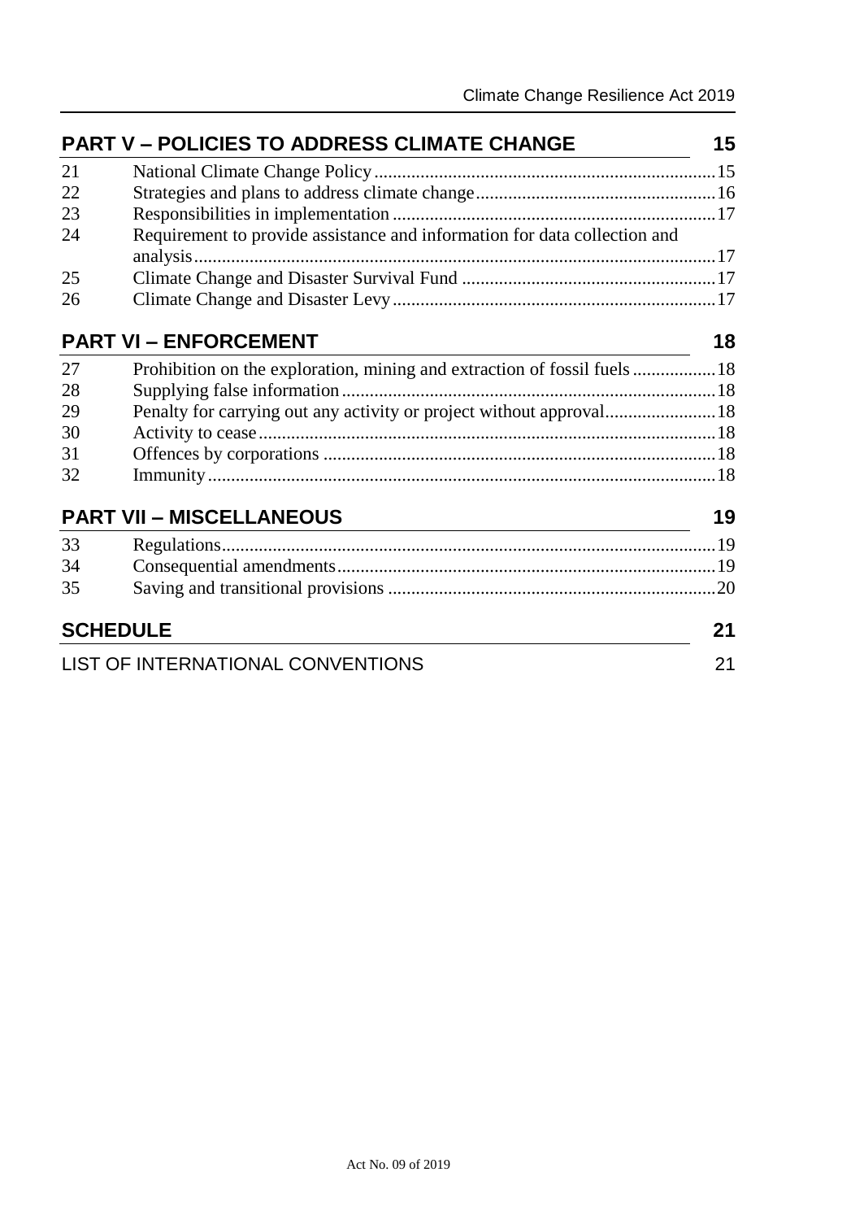## PART V – POLICIES TO ADDRESS CLIMATE CHANGE 15

| | | |
|---|---|---|
| 21 | National Climate Change Policy | 15 |
| 22 | Strategies and plans to address climate change | 16 |
| 23 | Responsibilities in implementation | 17 |
| 24 | Requirement to provide assistance and information for data collection and analysis | 17 |
| 25 | Climate Change and Disaster Survival Fund | 17 |
| 26 | Climate Change and Disaster Levy | 17 |

## PART VI – ENFORCEMENT 18

| | | |
|---|---|---|
| 27 | Prohibition on the exploration, mining and extraction of fossil fuels | 18 |
| 28 | Supplying false information | 18 |
| 29 | Penalty for carrying out any activity or project without approval | 18 |
| 30 | Activity to cease | 18 |
| 31 | Offences by corporations | 18 |
| 32 | Immunity | 18 |

## PART VII – MISCELLANEOUS 19

| | | |
|---|---|---|
| 33 | Regulations | 19 |
| 34 | Consequential amendments | 19 |
| 35 | Saving and transitional provisions | 20 |

## SCHEDULE 21

LIST OF INTERNATIONAL CONVENTIONS 21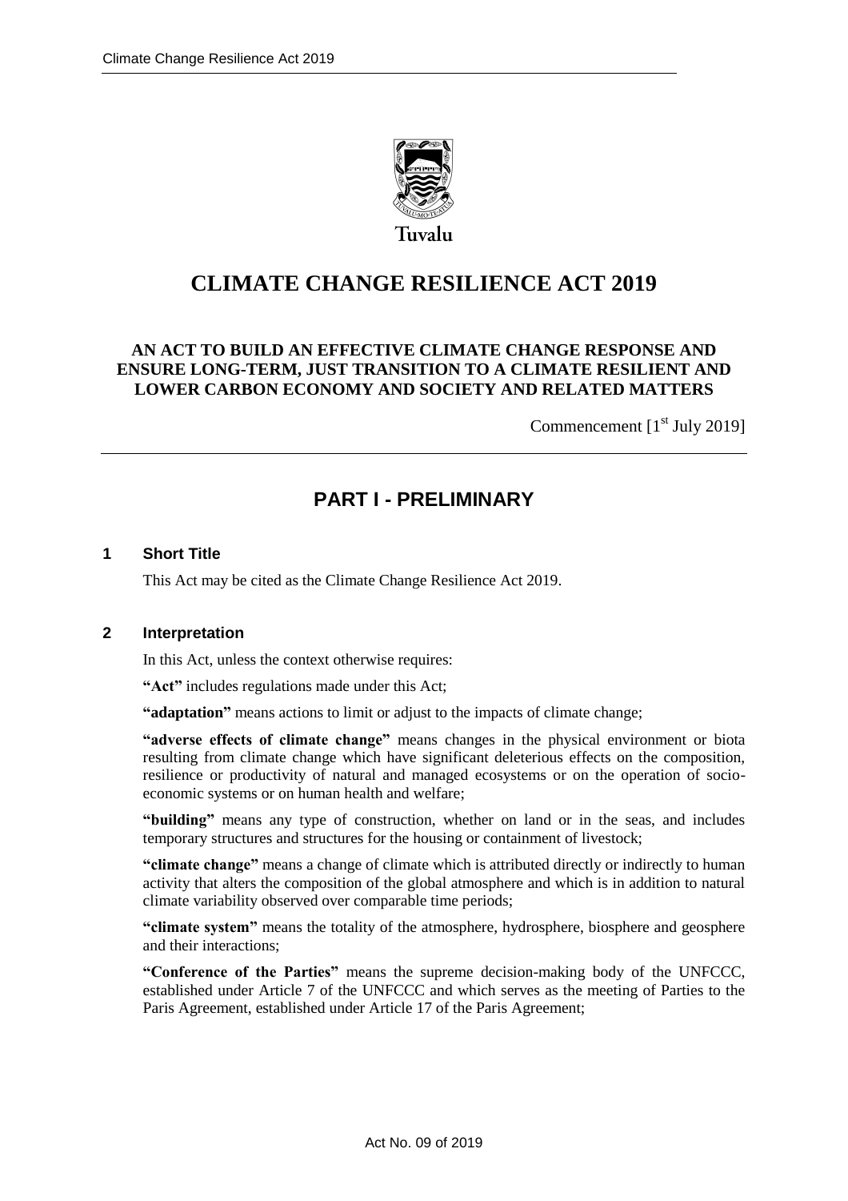# CLIMATE CHANGE RESILIENCE ACT 2019

**AN ACT TO BUILD AN EFFECTIVE CLIMATE CHANGE RESPONSE AND ENSURE LONG-TERM, JUST TRANSITION TO A CLIMATE RESILIENT AND LOWER CARBON ECONOMY AND SOCIETY AND RELATED MATTERS**

Commencement [1st July 2019]

## PART I - PRELIMINARY

### 1 Short Title

This Act may be cited as the Climate Change Resilience Act 2019.

### 2 Interpretation

In this Act, unless the context otherwise requires:

**"Act"** includes regulations made under this Act;

**"adaptation"** means actions to limit or adjust to the impacts of climate change;

**"adverse effects of climate change"** means changes in the physical environment or biota resulting from climate change which have significant deleterious effects on the composition, resilience or productivity of natural and managed ecosystems or on the operation of socio-economic systems or on human health and welfare;

**"building"** means any type of construction, whether on land or in the seas, and includes temporary structures and structures for the housing or containment of livestock;

**"climate change"** means a change of climate which is attributed directly or indirectly to human activity that alters the composition of the global atmosphere and which is in addition to natural climate variability observed over comparable time periods;

**"climate system"** means the totality of the atmosphere, hydrosphere, biosphere and geosphere and their interactions;

**"Conference of the Parties"** means the supreme decision-making body of the UNFCCC, established under Article 7 of the UNFCCC and which serves as the meeting of Parties to the Paris Agreement, established under Article 17 of the Paris Agreement;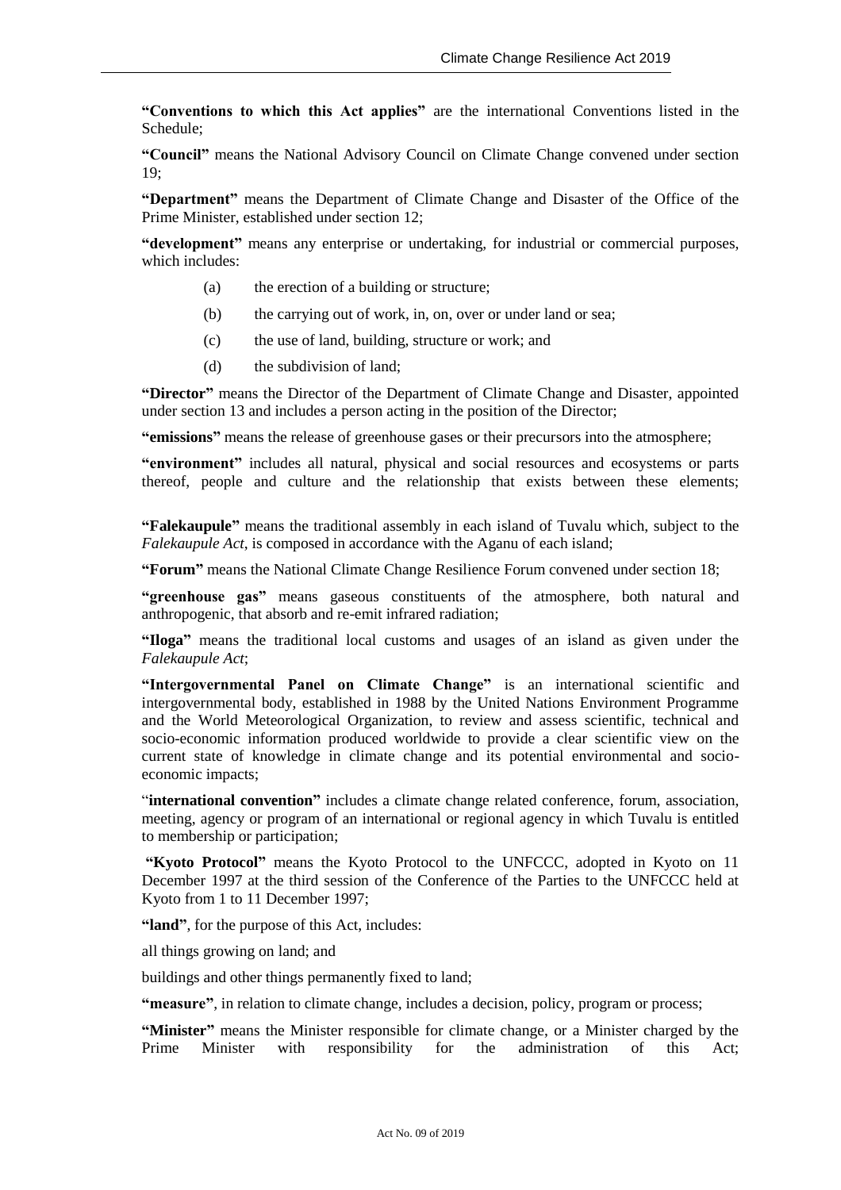**"Conventions to which this Act applies"** are the international Conventions listed in the Schedule;

**"Council"** means the National Advisory Council on Climate Change convened under section 19;

**"Department"** means the Department of Climate Change and Disaster of the Office of the Prime Minister, established under section 12;

**"development"** means any enterprise or undertaking, for industrial or commercial purposes, which includes:

(a) the erection of a building or structure;

(b) the carrying out of work, in, on, over or under land or sea;

(c) the use of land, building, structure or work; and

(d) the subdivision of land;

**"Director"** means the Director of the Department of Climate Change and Disaster, appointed under section 13 and includes a person acting in the position of the Director;

**"emissions"** means the release of greenhouse gases or their precursors into the atmosphere;

**"environment"** includes all natural, physical and social resources and ecosystems or parts thereof, people and culture and the relationship that exists between these elements;

**"Falekaupule"** means the traditional assembly in each island of Tuvalu which, subject to the *Falekaupule Act*, is composed in accordance with the Aganu of each island;

**"Forum"** means the National Climate Change Resilience Forum convened under section 18;

**"greenhouse gas"** means gaseous constituents of the atmosphere, both natural and anthropogenic, that absorb and re-emit infrared radiation;

**"Iloga"** means the traditional local customs and usages of an island as given under the *Falekaupule Act*;

**"Intergovernmental Panel on Climate Change"** is an international scientific and intergovernmental body, established in 1988 by the United Nations Environment Programme and the World Meteorological Organization, to review and assess scientific, technical and socio-economic information produced worldwide to provide a clear scientific view on the current state of knowledge in climate change and its potential environmental and socio-economic impacts;

"**international convention"** includes a climate change related conference, forum, association, meeting, agency or program of an international or regional agency in which Tuvalu is entitled to membership or participation;

**"Kyoto Protocol"** means the Kyoto Protocol to the UNFCCC, adopted in Kyoto on 11 December 1997 at the third session of the Conference of the Parties to the UNFCCC held at Kyoto from 1 to 11 December 1997;

**"land"**, for the purpose of this Act, includes:

all things growing on land; and

buildings and other things permanently fixed to land;

**"measure"**, in relation to climate change, includes a decision, policy, program or process;

**"Minister"** means the Minister responsible for climate change, or a Minister charged by the Prime Minister with responsibility for the administration of this Act;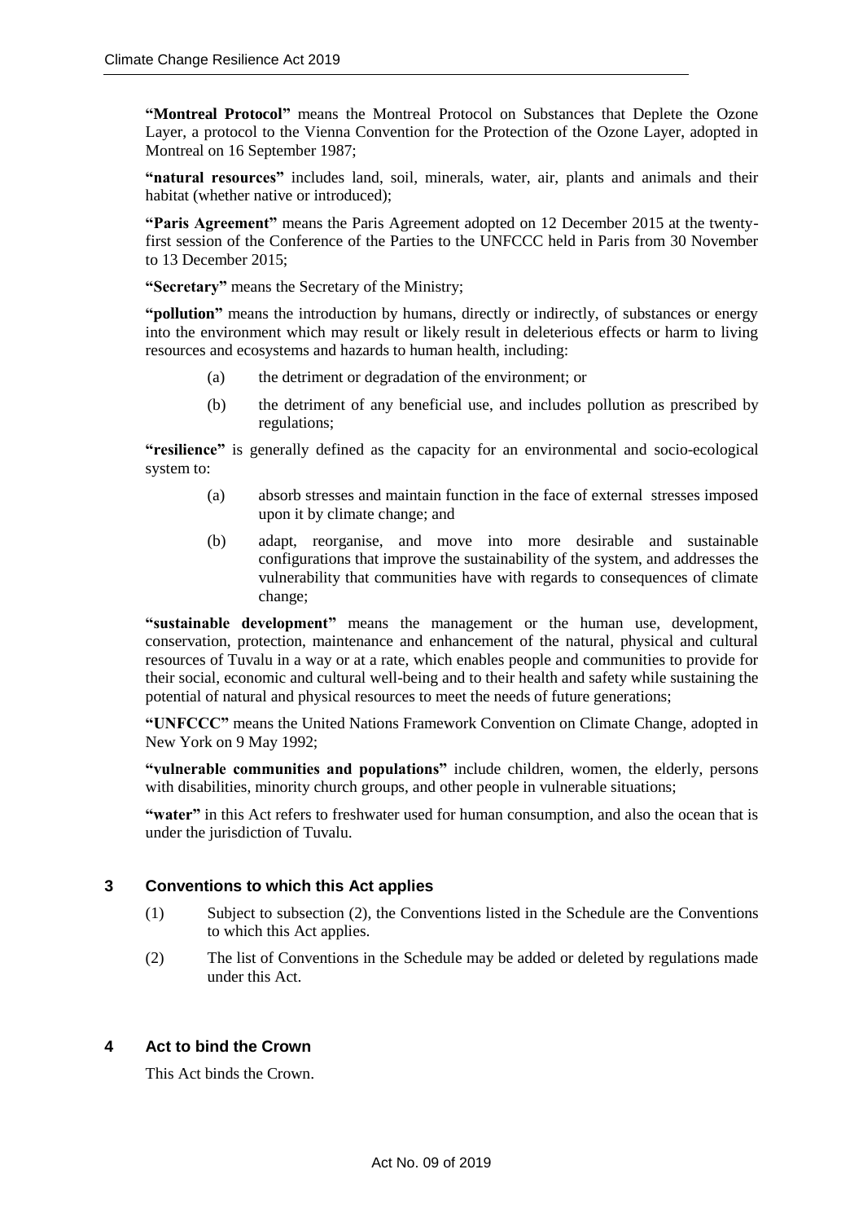**"Montreal Protocol"** means the Montreal Protocol on Substances that Deplete the Ozone Layer, a protocol to the Vienna Convention for the Protection of the Ozone Layer, adopted in Montreal on 16 September 1987;

**"natural resources"** includes land, soil, minerals, water, air, plants and animals and their habitat (whether native or introduced);

**"Paris Agreement"** means the Paris Agreement adopted on 12 December 2015 at the twenty-first session of the Conference of the Parties to the UNFCCC held in Paris from 30 November to 13 December 2015;

**"Secretary"** means the Secretary of the Ministry;

**"pollution"** means the introduction by humans, directly or indirectly, of substances or energy into the environment which may result or likely result in deleterious effects or harm to living resources and ecosystems and hazards to human health, including:

(a) the detriment or degradation of the environment; or

(b) the detriment of any beneficial use, and includes pollution as prescribed by regulations;

**"resilience"** is generally defined as the capacity for an environmental and socio-ecological system to:

(a) absorb stresses and maintain function in the face of external stresses imposed upon it by climate change; and

(b) adapt, reorganise, and move into more desirable and sustainable configurations that improve the sustainability of the system, and addresses the vulnerability that communities have with regards to consequences of climate change;

**"sustainable development"** means the management or the human use, development, conservation, protection, maintenance and enhancement of the natural, physical and cultural resources of Tuvalu in a way or at a rate, which enables people and communities to provide for their social, economic and cultural well-being and to their health and safety while sustaining the potential of natural and physical resources to meet the needs of future generations;

**"UNFCCC"** means the United Nations Framework Convention on Climate Change, adopted in New York on 9 May 1992;

**"vulnerable communities and populations"** include children, women, the elderly, persons with disabilities, minority church groups, and other people in vulnerable situations;

**"water"** in this Act refers to freshwater used for human consumption, and also the ocean that is under the jurisdiction of Tuvalu.

## 3 Conventions to which this Act applies

(1) Subject to subsection (2), the Conventions listed in the Schedule are the Conventions to which this Act applies.

(2) The list of Conventions in the Schedule may be added or deleted by regulations made under this Act.

## 4 Act to bind the Crown

This Act binds the Crown.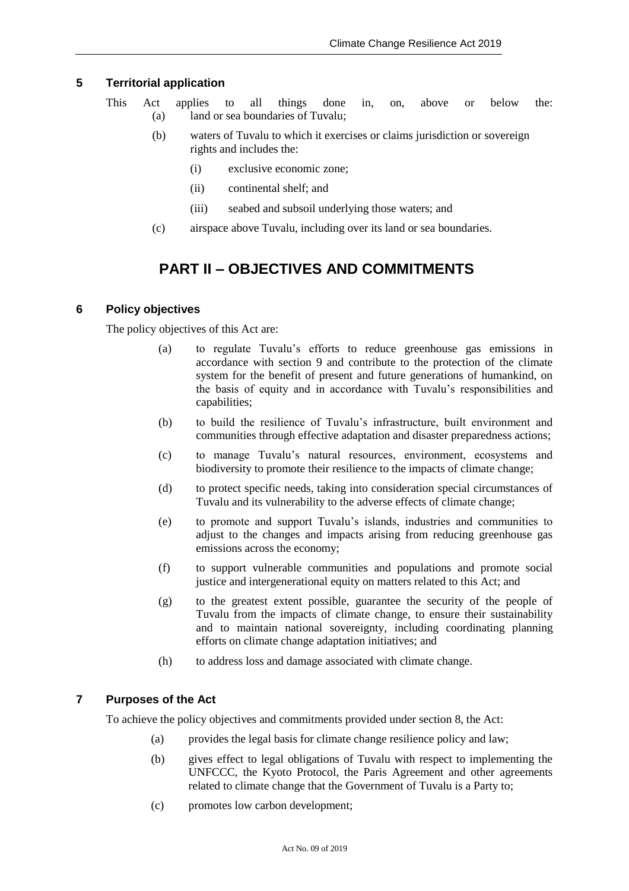### 5 Territorial application

This Act applies to all things done in, on, above or below the:

(a) land or sea boundaries of Tuvalu;

(b) waters of Tuvalu to which it exercises or claims jurisdiction or sovereign rights and includes the:

(i) exclusive economic zone;

(ii) continental shelf; and

(iii) seabed and subsoil underlying those waters; and

(c) airspace above Tuvalu, including over its land or sea boundaries.

## PART II – OBJECTIVES AND COMMITMENTS

### 6 Policy objectives

The policy objectives of this Act are:

(a) to regulate Tuvalu's efforts to reduce greenhouse gas emissions in accordance with section 9 and contribute to the protection of the climate system for the benefit of present and future generations of humankind, on the basis of equity and in accordance with Tuvalu's responsibilities and capabilities;

(b) to build the resilience of Tuvalu's infrastructure, built environment and communities through effective adaptation and disaster preparedness actions;

(c) to manage Tuvalu's natural resources, environment, ecosystems and biodiversity to promote their resilience to the impacts of climate change;

(d) to protect specific needs, taking into consideration special circumstances of Tuvalu and its vulnerability to the adverse effects of climate change;

(e) to promote and support Tuvalu's islands, industries and communities to adjust to the changes and impacts arising from reducing greenhouse gas emissions across the economy;

(f) to support vulnerable communities and populations and promote social justice and intergenerational equity on matters related to this Act; and

(g) to the greatest extent possible, guarantee the security of the people of Tuvalu from the impacts of climate change, to ensure their sustainability and to maintain national sovereignty, including coordinating planning efforts on climate change adaptation initiatives; and

(h) to address loss and damage associated with climate change.

### 7 Purposes of the Act

To achieve the policy objectives and commitments provided under section 8, the Act:

(a) provides the legal basis for climate change resilience policy and law;

(b) gives effect to legal obligations of Tuvalu with respect to implementing the UNFCCC, the Kyoto Protocol, the Paris Agreement and other agreements related to climate change that the Government of Tuvalu is a Party to;

(c) promotes low carbon development;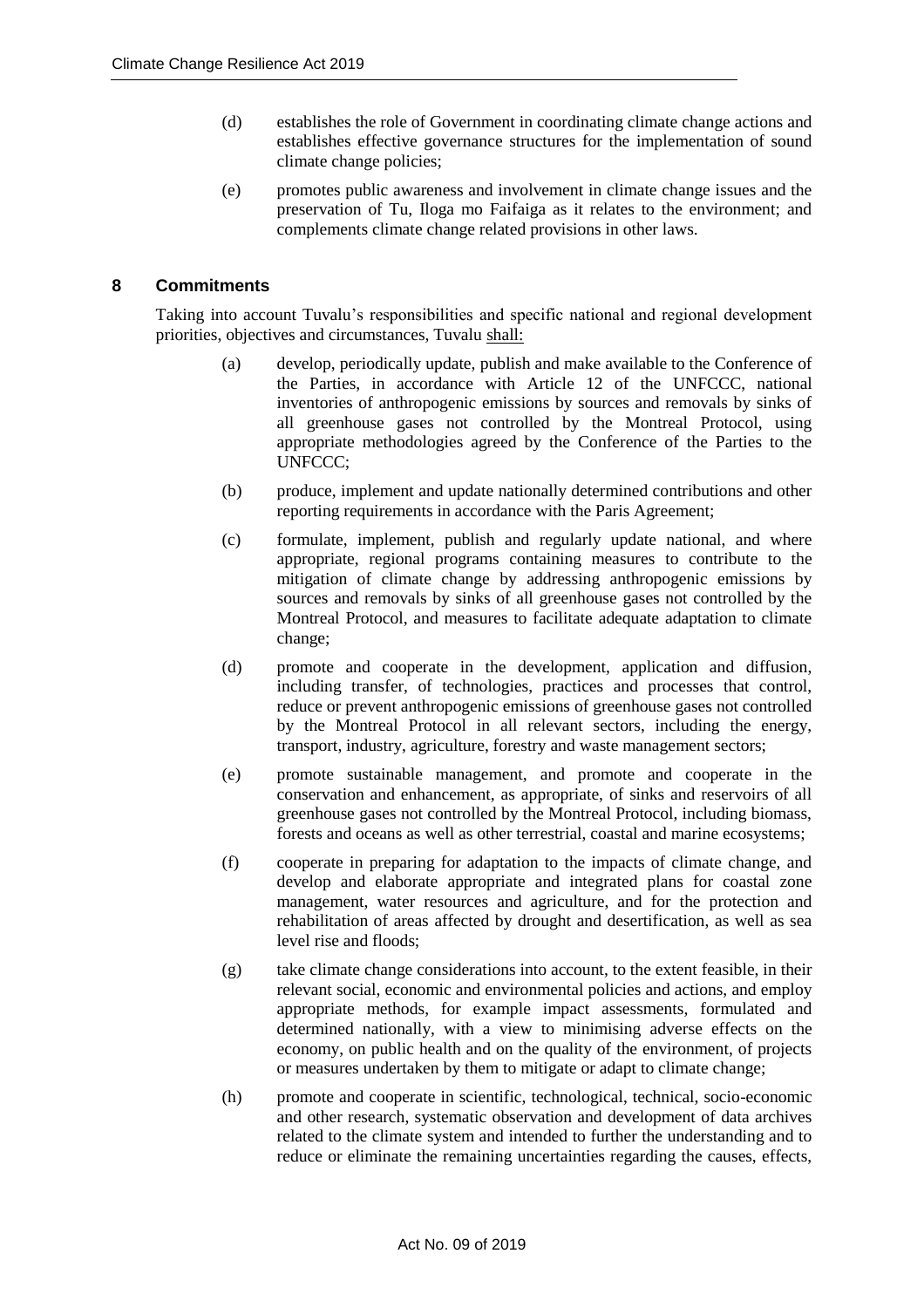(d) establishes the role of Government in coordinating climate change actions and establishes effective governance structures for the implementation of sound climate change policies;

(e) promotes public awareness and involvement in climate change issues and the preservation of Tu, Iloga mo Faifaiga as it relates to the environment; and complements climate change related provisions in other laws.

## 8 Commitments

Taking into account Tuvalu's responsibilities and specific national and regional development priorities, objectives and circumstances, Tuvalu shall:

(a) develop, periodically update, publish and make available to the Conference of the Parties, in accordance with Article 12 of the UNFCCC, national inventories of anthropogenic emissions by sources and removals by sinks of all greenhouse gases not controlled by the Montreal Protocol, using appropriate methodologies agreed by the Conference of the Parties to the UNFCCC;

(b) produce, implement and update nationally determined contributions and other reporting requirements in accordance with the Paris Agreement;

(c) formulate, implement, publish and regularly update national, and where appropriate, regional programs containing measures to contribute to the mitigation of climate change by addressing anthropogenic emissions by sources and removals by sinks of all greenhouse gases not controlled by the Montreal Protocol, and measures to facilitate adequate adaptation to climate change;

(d) promote and cooperate in the development, application and diffusion, including transfer, of technologies, practices and processes that control, reduce or prevent anthropogenic emissions of greenhouse gases not controlled by the Montreal Protocol in all relevant sectors, including the energy, transport, industry, agriculture, forestry and waste management sectors;

(e) promote sustainable management, and promote and cooperate in the conservation and enhancement, as appropriate, of sinks and reservoirs of all greenhouse gases not controlled by the Montreal Protocol, including biomass, forests and oceans as well as other terrestrial, coastal and marine ecosystems;

(f) cooperate in preparing for adaptation to the impacts of climate change, and develop and elaborate appropriate and integrated plans for coastal zone management, water resources and agriculture, and for the protection and rehabilitation of areas affected by drought and desertification, as well as sea level rise and floods;

(g) take climate change considerations into account, to the extent feasible, in their relevant social, economic and environmental policies and actions, and employ appropriate methods, for example impact assessments, formulated and determined nationally, with a view to minimising adverse effects on the economy, on public health and on the quality of the environment, of projects or measures undertaken by them to mitigate or adapt to climate change;

(h) promote and cooperate in scientific, technological, technical, socio-economic and other research, systematic observation and development of data archives related to the climate system and intended to further the understanding and to reduce or eliminate the remaining uncertainties regarding the causes, effects,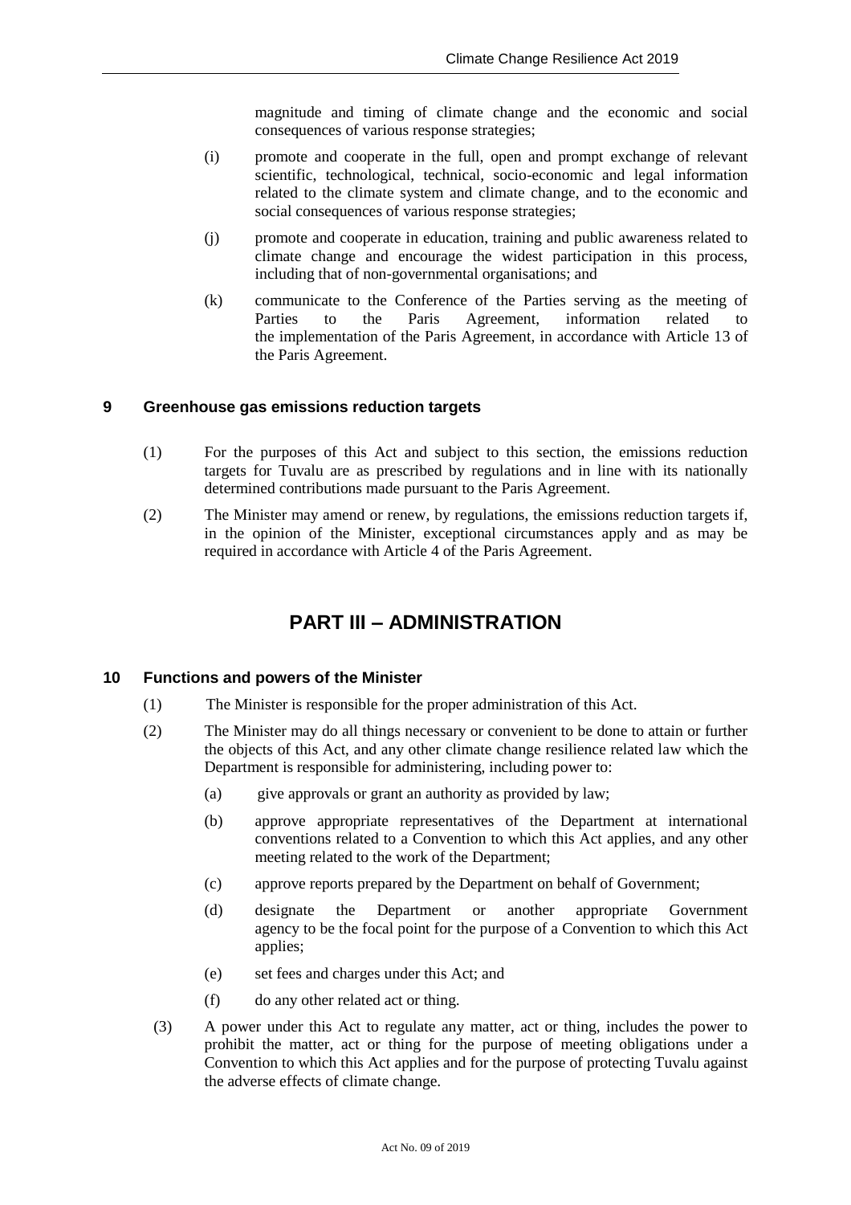magnitude and timing of climate change and the economic and social consequences of various response strategies;

(i) promote and cooperate in the full, open and prompt exchange of relevant scientific, technological, technical, socio-economic and legal information related to the climate system and climate change, and to the economic and social consequences of various response strategies;

(j) promote and cooperate in education, training and public awareness related to climate change and encourage the widest participation in this process, including that of non-governmental organisations; and

(k) communicate to the Conference of the Parties serving as the meeting of Parties to the Paris Agreement, information related to the implementation of the Paris Agreement, in accordance with Article 13 of the Paris Agreement.

### 9 Greenhouse gas emissions reduction targets

(1) For the purposes of this Act and subject to this section, the emissions reduction targets for Tuvalu are as prescribed by regulations and in line with its nationally determined contributions made pursuant to the Paris Agreement.

(2) The Minister may amend or renew, by regulations, the emissions reduction targets if, in the opinion of the Minister, exceptional circumstances apply and as may be required in accordance with Article 4 of the Paris Agreement.

## PART III – ADMINISTRATION

### 10 Functions and powers of the Minister

(1) The Minister is responsible for the proper administration of this Act.

(2) The Minister may do all things necessary or convenient to be done to attain or further the objects of this Act, and any other climate change resilience related law which the Department is responsible for administering, including power to:

(a) give approvals or grant an authority as provided by law;

(b) approve appropriate representatives of the Department at international conventions related to a Convention to which this Act applies, and any other meeting related to the work of the Department;

(c) approve reports prepared by the Department on behalf of Government;

(d) designate the Department or another appropriate Government agency to be the focal point for the purpose of a Convention to which this Act applies;

(e) set fees and charges under this Act; and

(f) do any other related act or thing.

(3) A power under this Act to regulate any matter, act or thing, includes the power to prohibit the matter, act or thing for the purpose of meeting obligations under a Convention to which this Act applies and for the purpose of protecting Tuvalu against the adverse effects of climate change.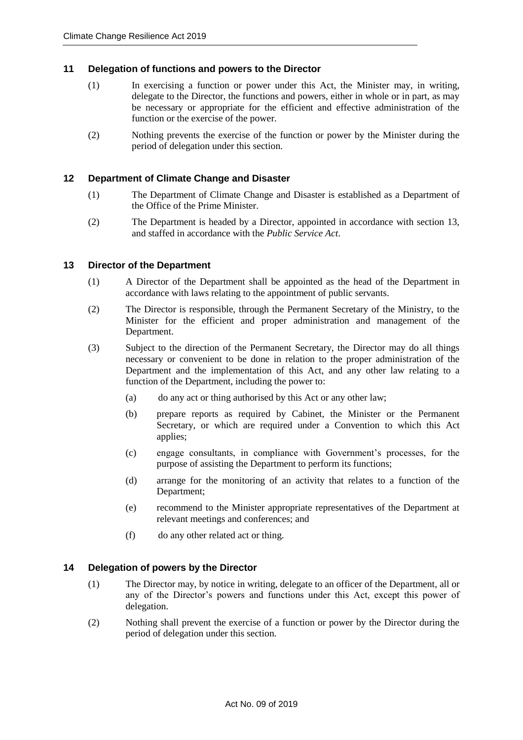### 11 Delegation of functions and powers to the Director

(1) In exercising a function or power under this Act, the Minister may, in writing, delegate to the Director, the functions and powers, either in whole or in part, as may be necessary or appropriate for the efficient and effective administration of the function or the exercise of the power.

(2) Nothing prevents the exercise of the function or power by the Minister during the period of delegation under this section.

### 12 Department of Climate Change and Disaster

(1) The Department of Climate Change and Disaster is established as a Department of the Office of the Prime Minister.

(2) The Department is headed by a Director, appointed in accordance with section 13, and staffed in accordance with the *Public Service Act*.

### 13 Director of the Department

(1) A Director of the Department shall be appointed as the head of the Department in accordance with laws relating to the appointment of public servants.

(2) The Director is responsible, through the Permanent Secretary of the Ministry, to the Minister for the efficient and proper administration and management of the Department.

(3) Subject to the direction of the Permanent Secretary, the Director may do all things necessary or convenient to be done in relation to the proper administration of the Department and the implementation of this Act, and any other law relating to a function of the Department, including the power to:

(a) do any act or thing authorised by this Act or any other law;

(b) prepare reports as required by Cabinet, the Minister or the Permanent Secretary, or which are required under a Convention to which this Act applies;

(c) engage consultants, in compliance with Government's processes, for the purpose of assisting the Department to perform its functions;

(d) arrange for the monitoring of an activity that relates to a function of the Department;

(e) recommend to the Minister appropriate representatives of the Department at relevant meetings and conferences; and

(f) do any other related act or thing.

### 14 Delegation of powers by the Director

(1) The Director may, by notice in writing, delegate to an officer of the Department, all or any of the Director's powers and functions under this Act, except this power of delegation.

(2) Nothing shall prevent the exercise of a function or power by the Director during the period of delegation under this section.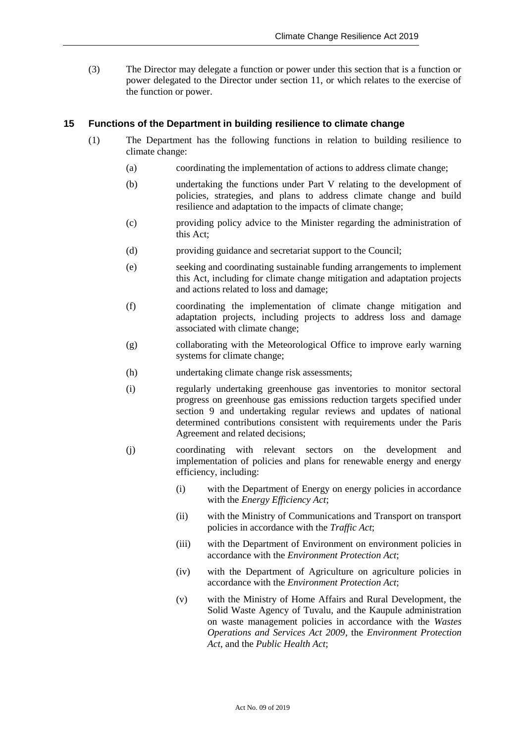(3) The Director may delegate a function or power under this section that is a function or power delegated to the Director under section 11, or which relates to the exercise of the function or power.

## 15 Functions of the Department in building resilience to climate change

(1) The Department has the following functions in relation to building resilience to climate change:

(a) coordinating the implementation of actions to address climate change;

(b) undertaking the functions under Part V relating to the development of policies, strategies, and plans to address climate change and build resilience and adaptation to the impacts of climate change;

(c) providing policy advice to the Minister regarding the administration of this Act;

(d) providing guidance and secretariat support to the Council;

(e) seeking and coordinating sustainable funding arrangements to implement this Act, including for climate change mitigation and adaptation projects and actions related to loss and damage;

(f) coordinating the implementation of climate change mitigation and adaptation projects, including projects to address loss and damage associated with climate change;

(g) collaborating with the Meteorological Office to improve early warning systems for climate change;

(h) undertaking climate change risk assessments;

(i) regularly undertaking greenhouse gas inventories to monitor sectoral progress on greenhouse gas emissions reduction targets specified under section 9 and undertaking regular reviews and updates of national determined contributions consistent with requirements under the Paris Agreement and related decisions;

(j) coordinating with relevant sectors on the development and implementation of policies and plans for renewable energy and energy efficiency, including:

(i) with the Department of Energy on energy policies in accordance with the *Energy Efficiency Act*;

(ii) with the Ministry of Communications and Transport on transport policies in accordance with the *Traffic Act*;

(iii) with the Department of Environment on environment policies in accordance with the *Environment Protection Act*;

(iv) with the Department of Agriculture on agriculture policies in accordance with the *Environment Protection Act*;

(v) with the Ministry of Home Affairs and Rural Development, the Solid Waste Agency of Tuvalu, and the Kaupule administration on waste management policies in accordance with the *Wastes Operations and Services Act 2009*, the *Environment Protection Act*, and the *Public Health Act*;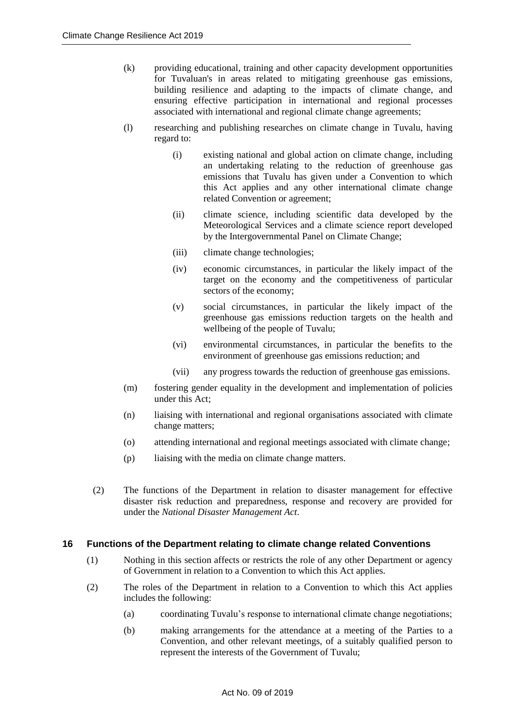(k) providing educational, training and other capacity development opportunities for Tuvaluan's in areas related to mitigating greenhouse gas emissions, building resilience and adapting to the impacts of climate change, and ensuring effective participation in international and regional processes associated with international and regional climate change agreements;

(l) researching and publishing researches on climate change in Tuvalu, having regard to:

(i) existing national and global action on climate change, including an undertaking relating to the reduction of greenhouse gas emissions that Tuvalu has given under a Convention to which this Act applies and any other international climate change related Convention or agreement;

(ii) climate science, including scientific data developed by the Meteorological Services and a climate science report developed by the Intergovernmental Panel on Climate Change;

(iii) climate change technologies;

(iv) economic circumstances, in particular the likely impact of the target on the economy and the competitiveness of particular sectors of the economy;

(v) social circumstances, in particular the likely impact of the greenhouse gas emissions reduction targets on the health and wellbeing of the people of Tuvalu;

(vi) environmental circumstances, in particular the benefits to the environment of greenhouse gas emissions reduction; and

(vii) any progress towards the reduction of greenhouse gas emissions.

(m) fostering gender equality in the development and implementation of policies under this Act;

(n) liaising with international and regional organisations associated with climate change matters;

(o) attending international and regional meetings associated with climate change;

(p) liaising with the media on climate change matters.

(2) The functions of the Department in relation to disaster management for effective disaster risk reduction and preparedness, response and recovery are provided for under the *National Disaster Management Act*.

## 16 Functions of the Department relating to climate change related Conventions

(1) Nothing in this section affects or restricts the role of any other Department or agency of Government in relation to a Convention to which this Act applies.

(2) The roles of the Department in relation to a Convention to which this Act applies includes the following:

(a) coordinating Tuvalu's response to international climate change negotiations;

(b) making arrangements for the attendance at a meeting of the Parties to a Convention, and other relevant meetings, of a suitably qualified person to represent the interests of the Government of Tuvalu;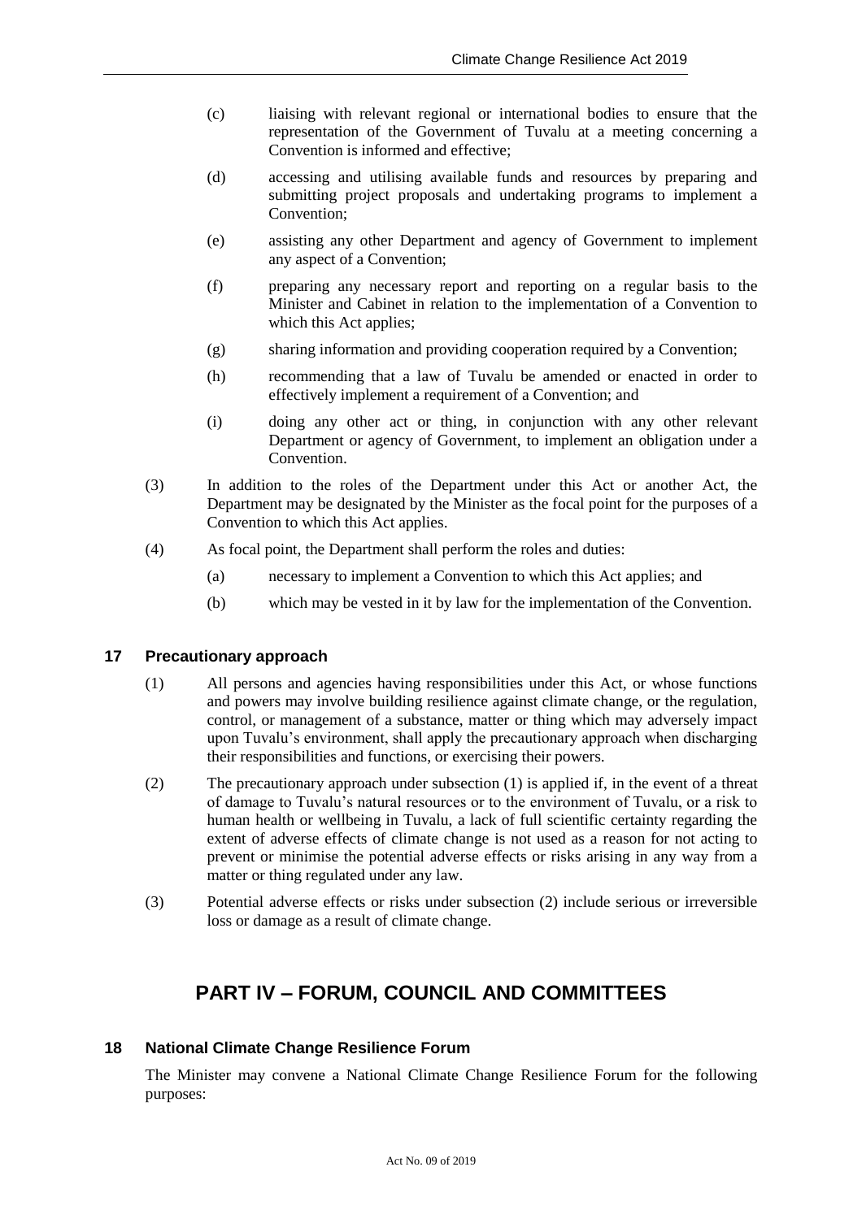(c) liaising with relevant regional or international bodies to ensure that the representation of the Government of Tuvalu at a meeting concerning a Convention is informed and effective;

(d) accessing and utilising available funds and resources by preparing and submitting project proposals and undertaking programs to implement a Convention;

(e) assisting any other Department and agency of Government to implement any aspect of a Convention;

(f) preparing any necessary report and reporting on a regular basis to the Minister and Cabinet in relation to the implementation of a Convention to which this Act applies;

(g) sharing information and providing cooperation required by a Convention;

(h) recommending that a law of Tuvalu be amended or enacted in order to effectively implement a requirement of a Convention; and

(i) doing any other act or thing, in conjunction with any other relevant Department or agency of Government, to implement an obligation under a Convention.

(3) In addition to the roles of the Department under this Act or another Act, the Department may be designated by the Minister as the focal point for the purposes of a Convention to which this Act applies.

(4) As focal point, the Department shall perform the roles and duties:

(a) necessary to implement a Convention to which this Act applies; and

(b) which may be vested in it by law for the implementation of the Convention.

### 17 Precautionary approach

(1) All persons and agencies having responsibilities under this Act, or whose functions and powers may involve building resilience against climate change, or the regulation, control, or management of a substance, matter or thing which may adversely impact upon Tuvalu's environment, shall apply the precautionary approach when discharging their responsibilities and functions, or exercising their powers.

(2) The precautionary approach under subsection (1) is applied if, in the event of a threat of damage to Tuvalu's natural resources or to the environment of Tuvalu, or a risk to human health or wellbeing in Tuvalu, a lack of full scientific certainty regarding the extent of adverse effects of climate change is not used as a reason for not acting to prevent or minimise the potential adverse effects or risks arising in any way from a matter or thing regulated under any law.

(3) Potential adverse effects or risks under subsection (2) include serious or irreversible loss or damage as a result of climate change.

## PART IV – FORUM, COUNCIL AND COMMITTEES

### 18 National Climate Change Resilience Forum

The Minister may convene a National Climate Change Resilience Forum for the following purposes: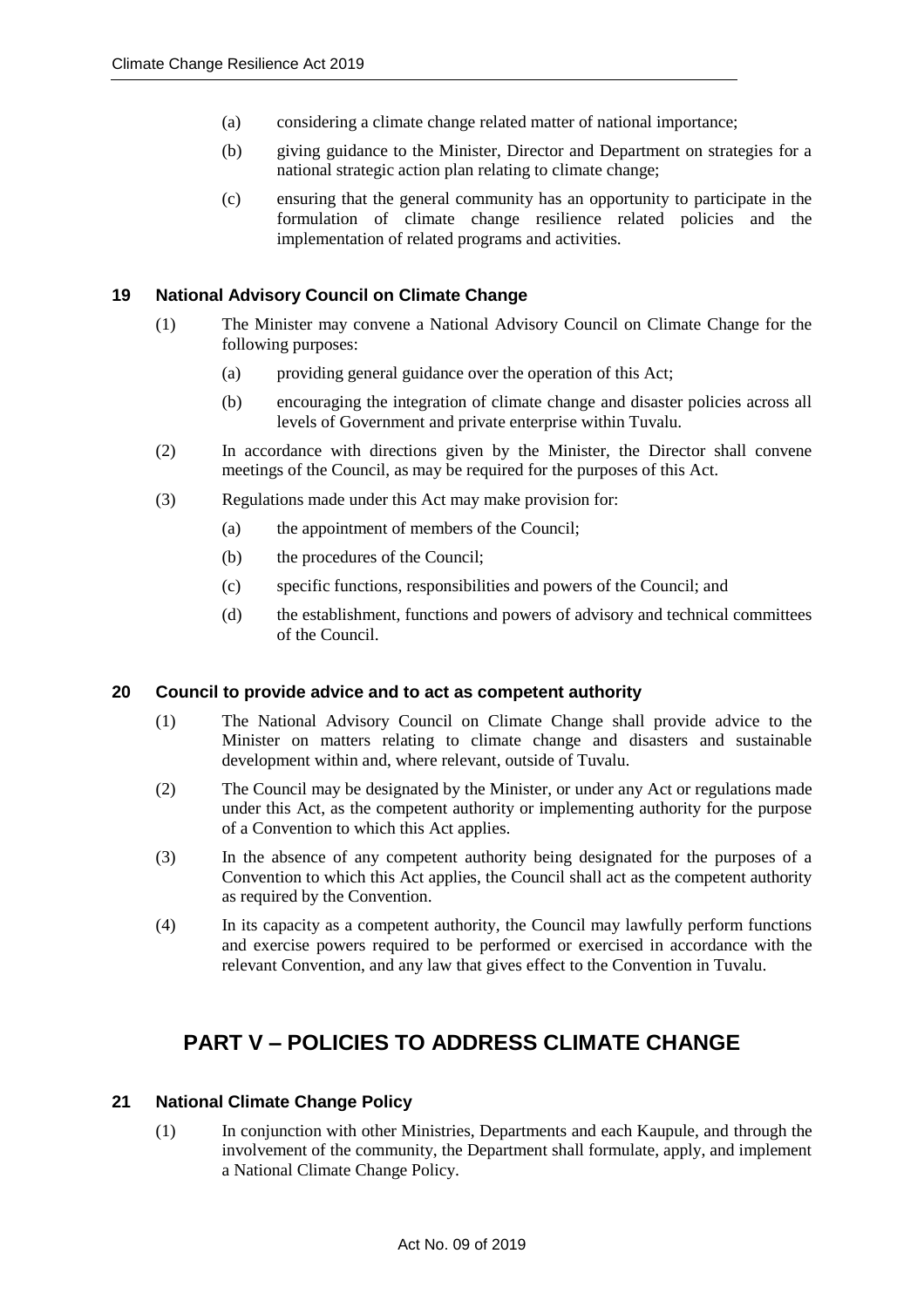(a) considering a climate change related matter of national importance;

(b) giving guidance to the Minister, Director and Department on strategies for a national strategic action plan relating to climate change;

(c) ensuring that the general community has an opportunity to participate in the formulation of climate change resilience related policies and the implementation of related programs and activities.

### 19 National Advisory Council on Climate Change

(1) The Minister may convene a National Advisory Council on Climate Change for the following purposes:

(a) providing general guidance over the operation of this Act;

(b) encouraging the integration of climate change and disaster policies across all levels of Government and private enterprise within Tuvalu.

(2) In accordance with directions given by the Minister, the Director shall convene meetings of the Council, as may be required for the purposes of this Act.

(3) Regulations made under this Act may make provision for:

(a) the appointment of members of the Council;

(b) the procedures of the Council;

(c) specific functions, responsibilities and powers of the Council; and

(d) the establishment, functions and powers of advisory and technical committees of the Council.

### 20 Council to provide advice and to act as competent authority

(1) The National Advisory Council on Climate Change shall provide advice to the Minister on matters relating to climate change and disasters and sustainable development within and, where relevant, outside of Tuvalu.

(2) The Council may be designated by the Minister, or under any Act or regulations made under this Act, as the competent authority or implementing authority for the purpose of a Convention to which this Act applies.

(3) In the absence of any competent authority being designated for the purposes of a Convention to which this Act applies, the Council shall act as the competent authority as required by the Convention.

(4) In its capacity as a competent authority, the Council may lawfully perform functions and exercise powers required to be performed or exercised in accordance with the relevant Convention, and any law that gives effect to the Convention in Tuvalu.

## PART V – POLICIES TO ADDRESS CLIMATE CHANGE

### 21 National Climate Change Policy

(1) In conjunction with other Ministries, Departments and each Kaupule, and through the involvement of the community, the Department shall formulate, apply, and implement a National Climate Change Policy.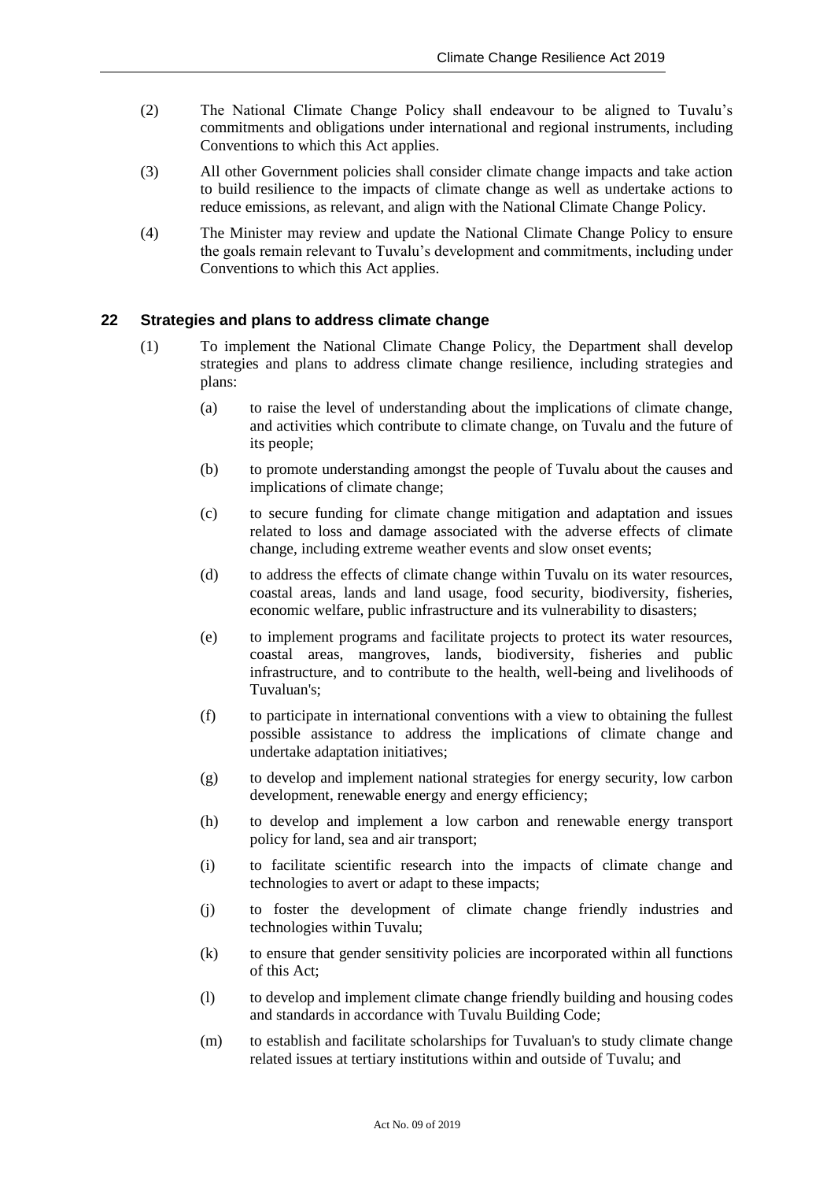(2) The National Climate Change Policy shall endeavour to be aligned to Tuvalu's commitments and obligations under international and regional instruments, including Conventions to which this Act applies.

(3) All other Government policies shall consider climate change impacts and take action to build resilience to the impacts of climate change as well as undertake actions to reduce emissions, as relevant, and align with the National Climate Change Policy.

(4) The Minister may review and update the National Climate Change Policy to ensure the goals remain relevant to Tuvalu's development and commitments, including under Conventions to which this Act applies.

## 22 Strategies and plans to address climate change

(1) To implement the National Climate Change Policy, the Department shall develop strategies and plans to address climate change resilience, including strategies and plans:

(a) to raise the level of understanding about the implications of climate change, and activities which contribute to climate change, on Tuvalu and the future of its people;

(b) to promote understanding amongst the people of Tuvalu about the causes and implications of climate change;

(c) to secure funding for climate change mitigation and adaptation and issues related to loss and damage associated with the adverse effects of climate change, including extreme weather events and slow onset events;

(d) to address the effects of climate change within Tuvalu on its water resources, coastal areas, lands and land usage, food security, biodiversity, fisheries, economic welfare, public infrastructure and its vulnerability to disasters;

(e) to implement programs and facilitate projects to protect its water resources, coastal areas, mangroves, lands, biodiversity, fisheries and public infrastructure, and to contribute to the health, well-being and livelihoods of Tuvaluan's;

(f) to participate in international conventions with a view to obtaining the fullest possible assistance to address the implications of climate change and undertake adaptation initiatives;

(g) to develop and implement national strategies for energy security, low carbon development, renewable energy and energy efficiency;

(h) to develop and implement a low carbon and renewable energy transport policy for land, sea and air transport;

(i) to facilitate scientific research into the impacts of climate change and technologies to avert or adapt to these impacts;

(j) to foster the development of climate change friendly industries and technologies within Tuvalu;

(k) to ensure that gender sensitivity policies are incorporated within all functions of this Act;

(l) to develop and implement climate change friendly building and housing codes and standards in accordance with Tuvalu Building Code;

(m) to establish and facilitate scholarships for Tuvaluan's to study climate change related issues at tertiary institutions within and outside of Tuvalu; and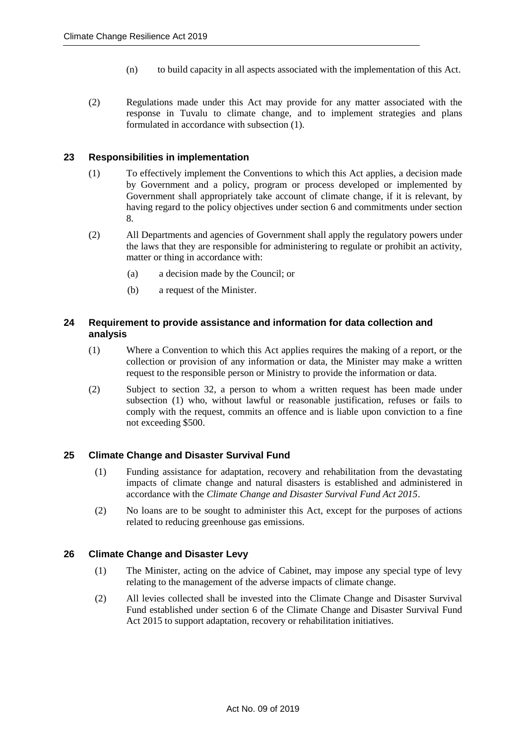(n) to build capacity in all aspects associated with the implementation of this Act.

(2) Regulations made under this Act may provide for any matter associated with the response in Tuvalu to climate change, and to implement strategies and plans formulated in accordance with subsection (1).

### 23 Responsibilities in implementation

(1) To effectively implement the Conventions to which this Act applies, a decision made by Government and a policy, program or process developed or implemented by Government shall appropriately take account of climate change, if it is relevant, by having regard to the policy objectives under section 6 and commitments under section 8.

(2) All Departments and agencies of Government shall apply the regulatory powers under the laws that they are responsible for administering to regulate or prohibit an activity, matter or thing in accordance with:

(a) a decision made by the Council; or

(b) a request of the Minister.

### 24 Requirement to provide assistance and information for data collection and analysis

(1) Where a Convention to which this Act applies requires the making of a report, or the collection or provision of any information or data, the Minister may make a written request to the responsible person or Ministry to provide the information or data.

(2) Subject to section 32, a person to whom a written request has been made under subsection (1) who, without lawful or reasonable justification, refuses or fails to comply with the request, commits an offence and is liable upon conviction to a fine not exceeding $500.

### 25 Climate Change and Disaster Survival Fund

(1) Funding assistance for adaptation, recovery and rehabilitation from the devastating impacts of climate change and natural disasters is established and administered in accordance with the *Climate Change and Disaster Survival Fund Act 2015*.

(2) No loans are to be sought to administer this Act, except for the purposes of actions related to reducing greenhouse gas emissions.

### 26 Climate Change and Disaster Levy

(1) The Minister, acting on the advice of Cabinet, may impose any special type of levy relating to the management of the adverse impacts of climate change.

(2) All levies collected shall be invested into the Climate Change and Disaster Survival Fund established under section 6 of the Climate Change and Disaster Survival Fund Act 2015 to support adaptation, recovery or rehabilitation initiatives.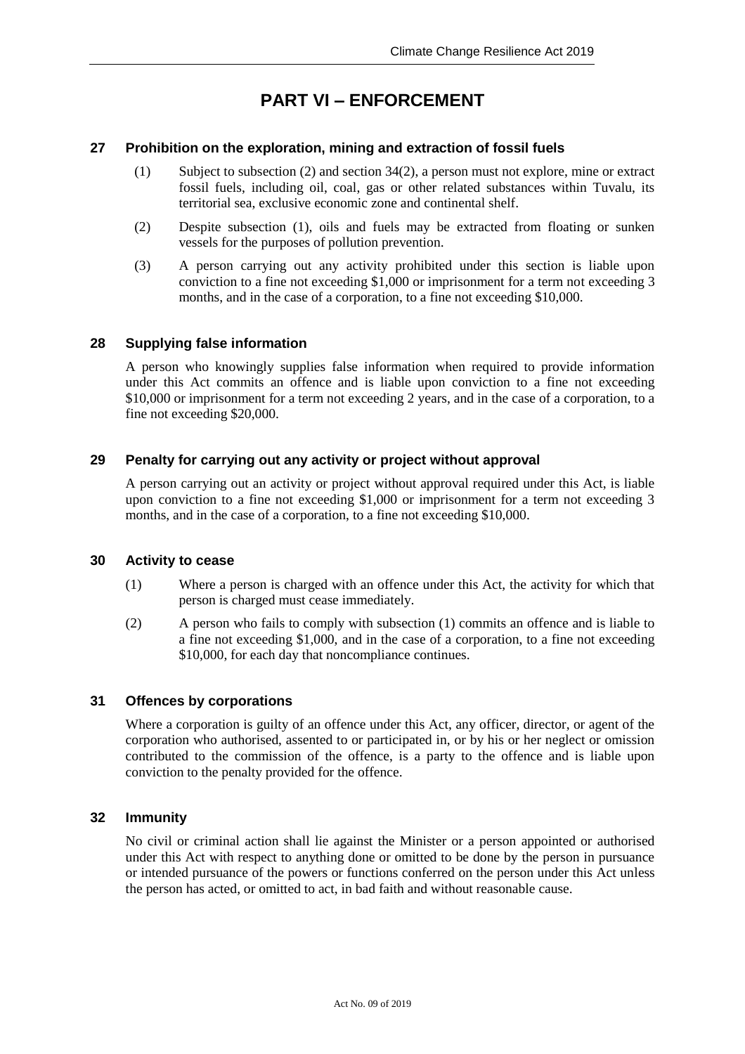# PART VI – ENFORCEMENT

### 27 Prohibition on the exploration, mining and extraction of fossil fuels

(1) Subject to subsection (2) and section 34(2), a person must not explore, mine or extract fossil fuels, including oil, coal, gas or other related substances within Tuvalu, its territorial sea, exclusive economic zone and continental shelf.

(2) Despite subsection (1), oils and fuels may be extracted from floating or sunken vessels for the purposes of pollution prevention.

(3) A person carrying out any activity prohibited under this section is liable upon conviction to a fine not exceeding $1,000 or imprisonment for a term not exceeding 3 months, and in the case of a corporation, to a fine not exceeding $10,000.

### 28 Supplying false information

A person who knowingly supplies false information when required to provide information under this Act commits an offence and is liable upon conviction to a fine not exceeding $10,000 or imprisonment for a term not exceeding 2 years, and in the case of a corporation, to a fine not exceeding $20,000.

### 29 Penalty for carrying out any activity or project without approval

A person carrying out an activity or project without approval required under this Act, is liable upon conviction to a fine not exceeding $1,000 or imprisonment for a term not exceeding 3 months, and in the case of a corporation, to a fine not exceeding $10,000.

### 30 Activity to cease

(1) Where a person is charged with an offence under this Act, the activity for which that person is charged must cease immediately.

(2) A person who fails to comply with subsection (1) commits an offence and is liable to a fine not exceeding $1,000, and in the case of a corporation, to a fine not exceeding $10,000, for each day that noncompliance continues.

### 31 Offences by corporations

Where a corporation is guilty of an offence under this Act, any officer, director, or agent of the corporation who authorised, assented to or participated in, or by his or her neglect or omission contributed to the commission of the offence, is a party to the offence and is liable upon conviction to the penalty provided for the offence.

### 32 Immunity

No civil or criminal action shall lie against the Minister or a person appointed or authorised under this Act with respect to anything done or omitted to be done by the person in pursuance or intended pursuance of the powers or functions conferred on the person under this Act unless the person has acted, or omitted to act, in bad faith and without reasonable cause.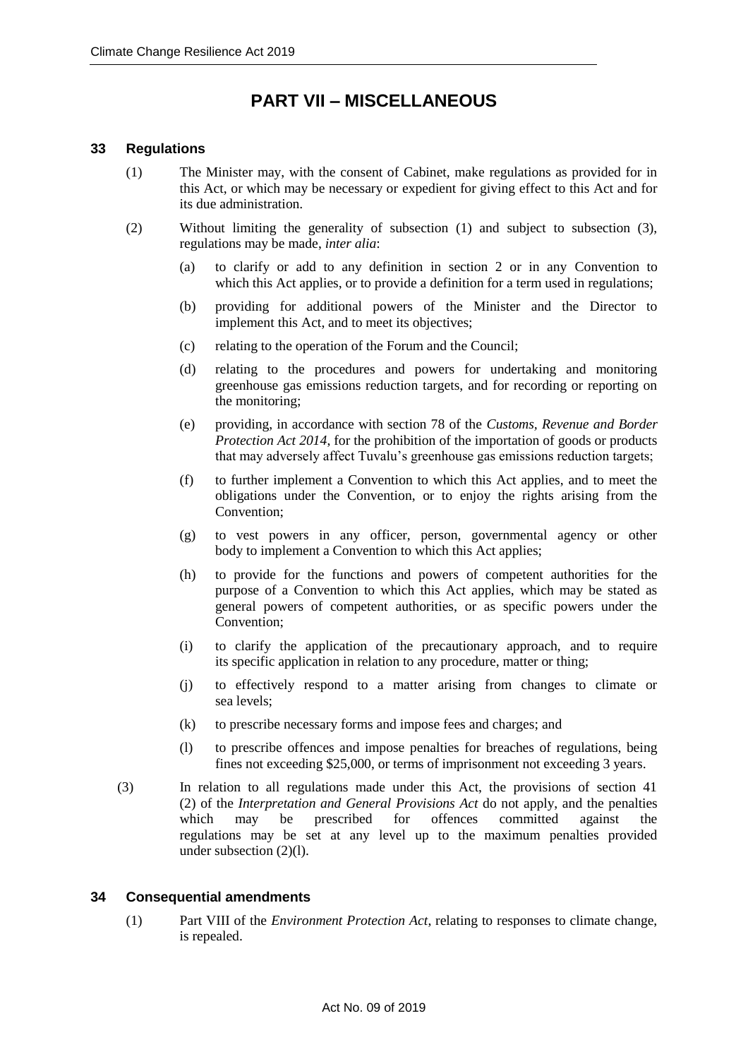# PART VII – MISCELLANEOUS

### 33 Regulations

(1) The Minister may, with the consent of Cabinet, make regulations as provided for in this Act, or which may be necessary or expedient for giving effect to this Act and for its due administration.

(2) Without limiting the generality of subsection (1) and subject to subsection (3), regulations may be made, *inter alia*:

(a) to clarify or add to any definition in section 2 or in any Convention to which this Act applies, or to provide a definition for a term used in regulations;

(b) providing for additional powers of the Minister and the Director to implement this Act, and to meet its objectives;

(c) relating to the operation of the Forum and the Council;

(d) relating to the procedures and powers for undertaking and monitoring greenhouse gas emissions reduction targets, and for recording or reporting on the monitoring;

(e) providing, in accordance with section 78 of the *Customs, Revenue and Border Protection Act 2014*, for the prohibition of the importation of goods or products that may adversely affect Tuvalu's greenhouse gas emissions reduction targets;

(f) to further implement a Convention to which this Act applies, and to meet the obligations under the Convention, or to enjoy the rights arising from the Convention;

(g) to vest powers in any officer, person, governmental agency or other body to implement a Convention to which this Act applies;

(h) to provide for the functions and powers of competent authorities for the purpose of a Convention to which this Act applies, which may be stated as general powers of competent authorities, or as specific powers under the Convention;

(i) to clarify the application of the precautionary approach, and to require its specific application in relation to any procedure, matter or thing;

(j) to effectively respond to a matter arising from changes to climate or sea levels;

(k) to prescribe necessary forms and impose fees and charges; and

(l) to prescribe offences and impose penalties for breaches of regulations, being fines not exceeding \$25,000, or terms of imprisonment not exceeding 3 years.

(3) In relation to all regulations made under this Act, the provisions of section 41 (2) of the *Interpretation and General Provisions Act* do not apply, and the penalties which may be prescribed for offences committed against the regulations may be set at any level up to the maximum penalties provided under subsection (2)(l).

### 34 Consequential amendments

(1) Part VIII of the *Environment Protection Act*, relating to responses to climate change, is repealed.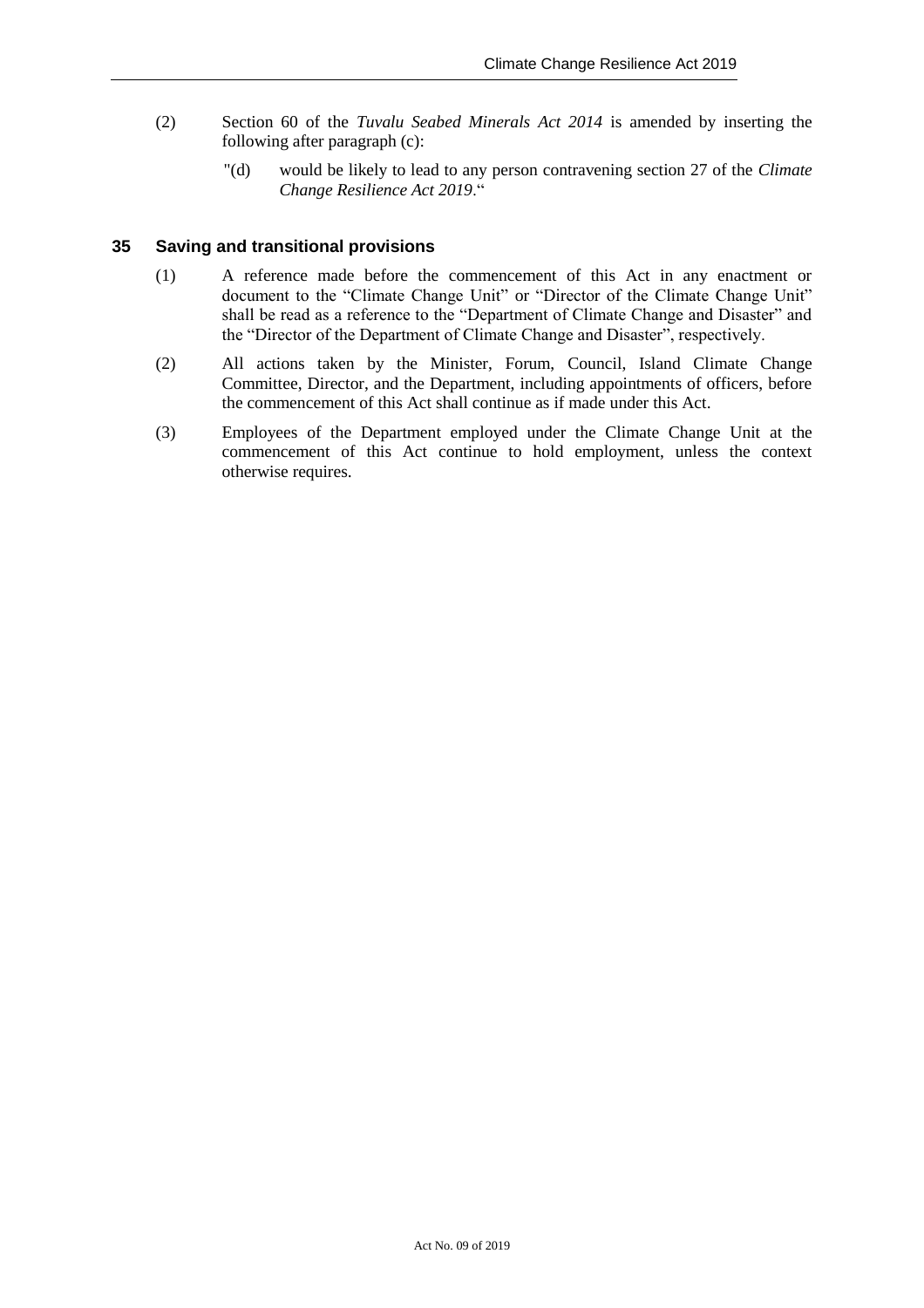(2) Section 60 of the *Tuvalu Seabed Minerals Act 2014* is amended by inserting the following after paragraph (c):

"(d) would be likely to lead to any person contravening section 27 of the *Climate Change Resilience Act 2019*."

## 35 Saving and transitional provisions

(1) A reference made before the commencement of this Act in any enactment or document to the "Climate Change Unit" or "Director of the Climate Change Unit" shall be read as a reference to the "Department of Climate Change and Disaster" and the "Director of the Department of Climate Change and Disaster", respectively.

(2) All actions taken by the Minister, Forum, Council, Island Climate Change Committee, Director, and the Department, including appointments of officers, before the commencement of this Act shall continue as if made under this Act.

(3) Employees of the Department employed under the Climate Change Unit at the commencement of this Act continue to hold employment, unless the context otherwise requires.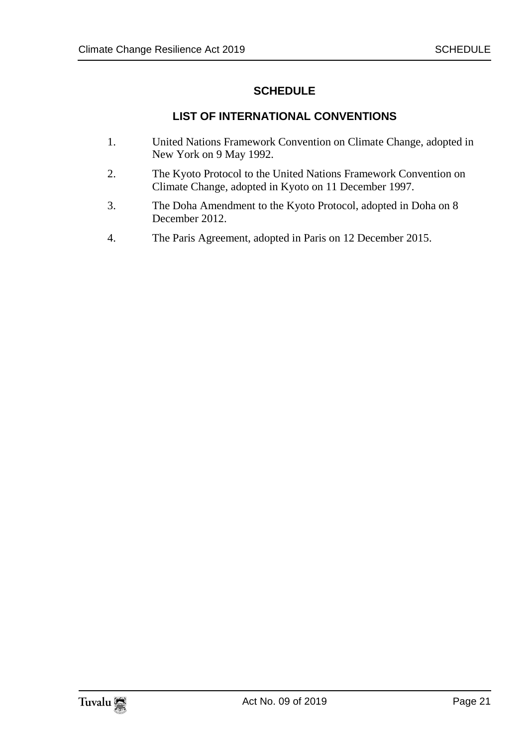## SCHEDULE

### LIST OF INTERNATIONAL CONVENTIONS

1. United Nations Framework Convention on Climate Change, adopted in New York on 9 May 1992.
2. The Kyoto Protocol to the United Nations Framework Convention on Climate Change, adopted in Kyoto on 11 December 1997.
3. The Doha Amendment to the Kyoto Protocol, adopted in Doha on 8 December 2012.
4. The Paris Agreement, adopted in Paris on 12 December 2015.